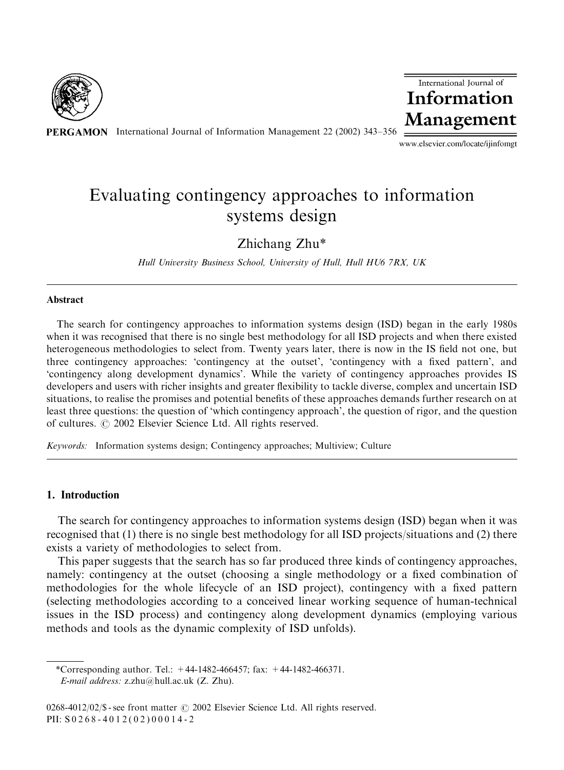# Evaluating contingency approaches to information systems design

Zhichang Zhu*

*Hull University Business School, University of Hull, Hull HU6 7RX, UK*

---

**Abstract**

The search for contingency approaches to information systems design (ISD) began in the early 1980s when it was recognised that there is no single best methodology for all ISD projects and when there existed heterogeneous methodologies to select from. Twenty years later, there is now in the IS field not one, but three contingency approaches: 'contingency at the outset', 'contingency with a fixed pattern', and 'contingency along development dynamics'. While the variety of contingency approaches provides IS developers and users with richer insights and greater flexibility to tackle diverse, complex and uncertain ISD situations, to realise the promises and potential benefits of these approaches demands further research on at least three questions: the question of 'which contingency approach', the question of rigor, and the question of cultures. © 2002 Elsevier Science Ltd. All rights reserved.

*Keywords:* Information systems design; Contingency approaches; Multiview; Culture

---

## 1. Introduction

The search for contingency approaches to information systems design (ISD) began when it was recognised that (1) there is no single best methodology for all ISD projects/situations and (2) there exists a variety of methodologies to select from.

This paper suggests that the search has so far produced three kinds of contingency approaches, namely: contingency at the outset (choosing a single methodology or a fixed combination of methodologies for the whole lifecycle of an ISD project), contingency with a fixed pattern (selecting methodologies according to a conceived linear working sequence of human-technical issues in the ISD process) and contingency along development dynamics (employing various methods and tools as the dynamic complexity of ISD unfolds).

---

*Corresponding author. Tel.: +44-1482-466457; fax: +44-1482-466371.
*E-mail address:* z.zhu@hull.ac.uk (Z. Zhu).

0268-4012/02/$ - see front matter © 2002 Elsevier Science Ltd. All rights reserved.
PII: S0268-4012(02)00014-2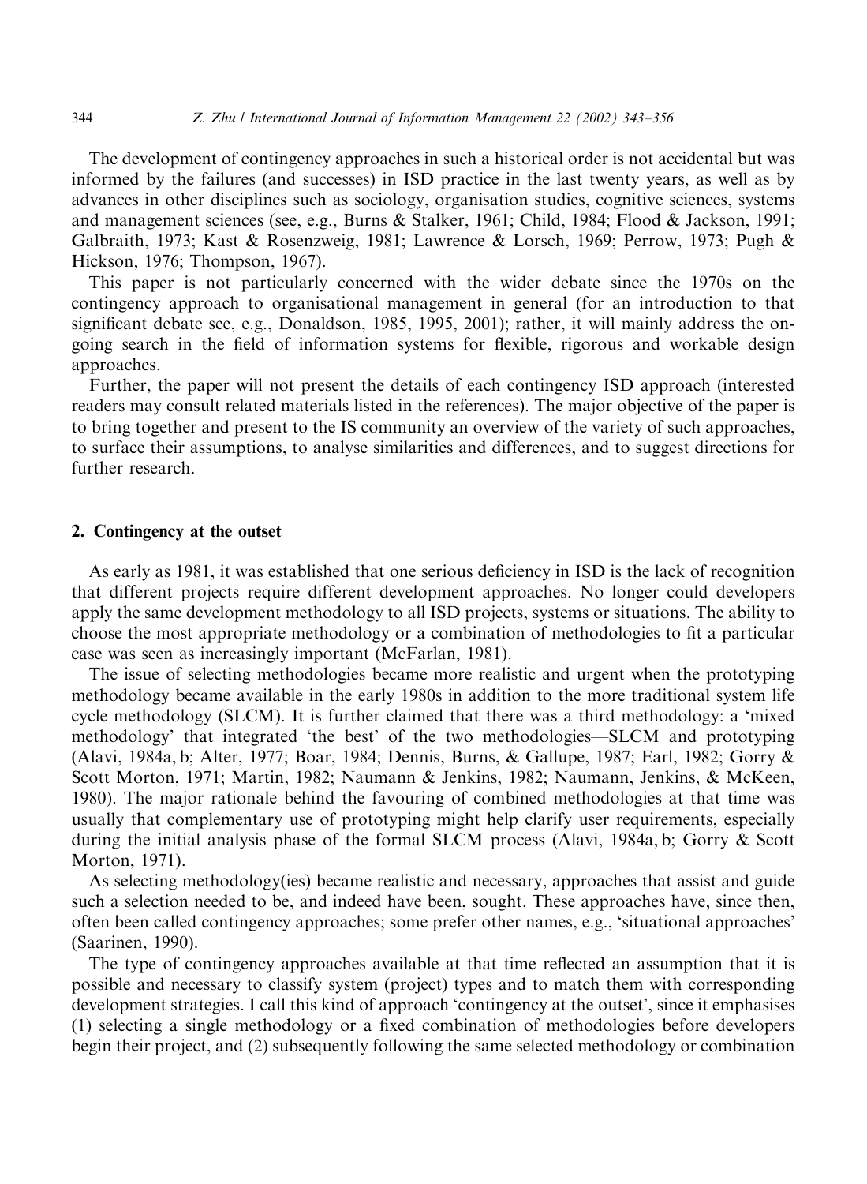The development of contingency approaches in such a historical order is not accidental but was informed by the failures (and successes) in ISD practice in the last twenty years, as well as by advances in other disciplines such as sociology, organisation studies, cognitive sciences, systems and management sciences (see, e.g., Burns & Stalker, 1961; Child, 1984; Flood & Jackson, 1991; Galbraith, 1973; Kast & Rosenzweig, 1981; Lawrence & Lorsch, 1969; Perrow, 1973; Pugh & Hickson, 1976; Thompson, 1967).

This paper is not particularly concerned with the wider debate since the 1970s on the contingency approach to organisational management in general (for an introduction to that significant debate see, e.g., Donaldson, 1985, 1995, 2001); rather, it will mainly address the on-going search in the field of information systems for flexible, rigorous and workable design approaches.

Further, the paper will not present the details of each contingency ISD approach (interested readers may consult related materials listed in the references). The major objective of the paper is to bring together and present to the IS community an overview of the variety of such approaches, to surface their assumptions, to analyse similarities and differences, and to suggest directions for further research.

## 2. Contingency at the outset

As early as 1981, it was established that one serious deficiency in ISD is the lack of recognition that different projects require different development approaches. No longer could developers apply the same development methodology to all ISD projects, systems or situations. The ability to choose the most appropriate methodology or a combination of methodologies to fit a particular case was seen as increasingly important (McFarlan, 1981).

The issue of selecting methodologies became more realistic and urgent when the prototyping methodology became available in the early 1980s in addition to the more traditional system life cycle methodology (SLCM). It is further claimed that there was a third methodology: a 'mixed methodology' that integrated 'the best' of the two methodologies—SLCM and prototyping (Alavi, 1984a, b; Alter, 1977; Boar, 1984; Dennis, Burns, & Gallupe, 1987; Earl, 1982; Gorry & Scott Morton, 1971; Martin, 1982; Naumann & Jenkins, 1982; Naumann, Jenkins, & McKeen, 1980). The major rationale behind the favouring of combined methodologies at that time was usually that complementary use of prototyping might help clarify user requirements, especially during the initial analysis phase of the formal SLCM process (Alavi, 1984a, b; Gorry & Scott Morton, 1971).

As selecting methodology(ies) became realistic and necessary, approaches that assist and guide such a selection needed to be, and indeed have been, sought. These approaches have, since then, often been called contingency approaches; some prefer other names, e.g., 'situational approaches' (Saarinen, 1990).

The type of contingency approaches available at that time reflected an assumption that it is possible and necessary to classify system (project) types and to match them with corresponding development strategies. I call this kind of approach 'contingency at the outset', since it emphasises (1) selecting a single methodology or a fixed combination of methodologies before developers begin their project, and (2) subsequently following the same selected methodology or combination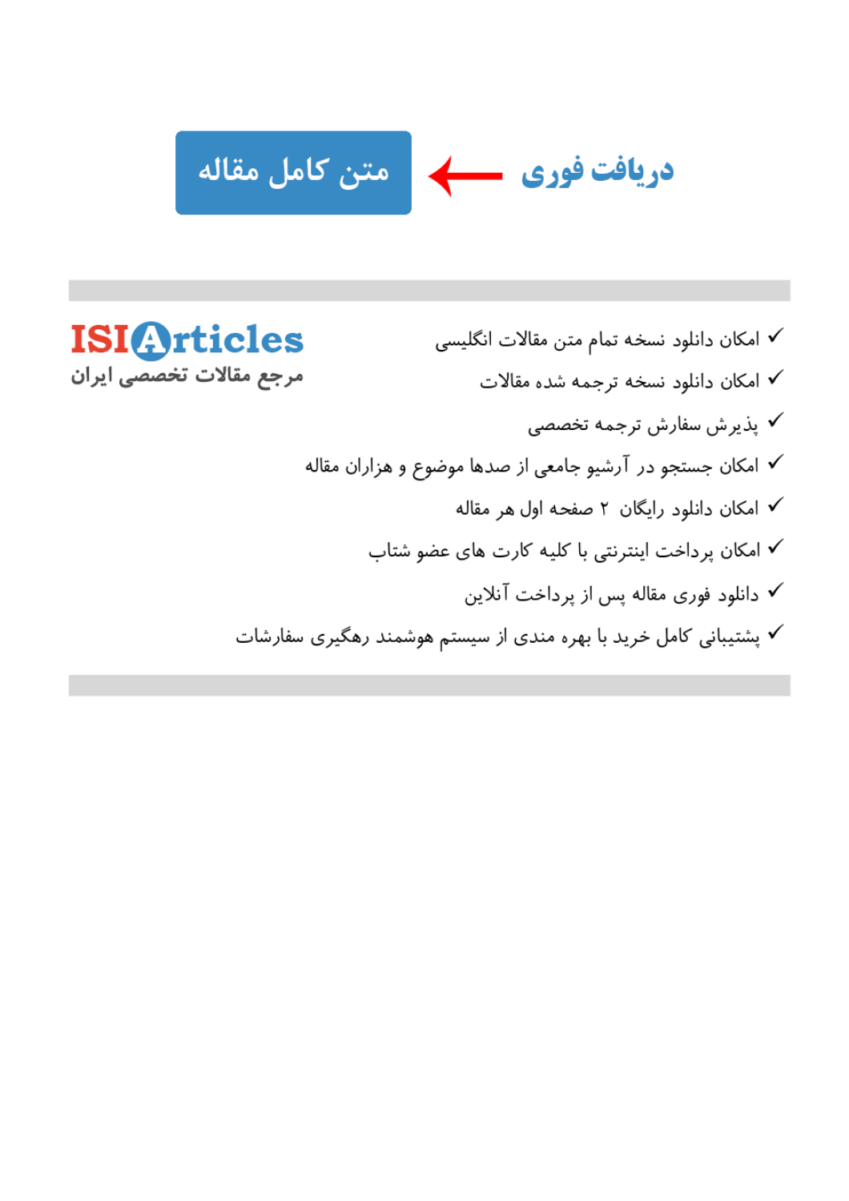دریافت فوری ← متن کامل مقاله

**ISIArticles**
مرجع مقالات تخصصی ایران

- ✓ امکان دانلود نسخه تمام متن مقالات انگلیسی
- ✓ امکان دانلود نسخه ترجمه شده مقالات
- ✓ پذیرش سفارش ترجمه تخصصی
- ✓ امکان جستجو در آرشیو جامعی از صدها موضوع و هزاران مقاله
- ✓ امکان دانلود رایگان ۲ صفحه اول هر مقاله
- ✓ امکان پرداخت اینترنتی با کلیه کارت های عضو شتاب
- ✓ دانلود فوری مقاله پس از پرداخت آنلاین
- ✓ پشتیبانی کامل خرید با بهره مندی از سیستم هوشمند رهگیری سفارشات